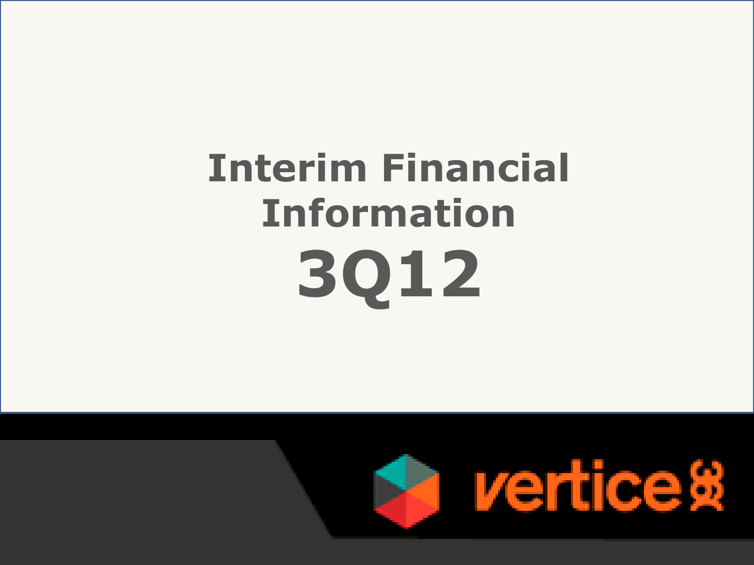# Interim Financial Information

# 3Q12

vertice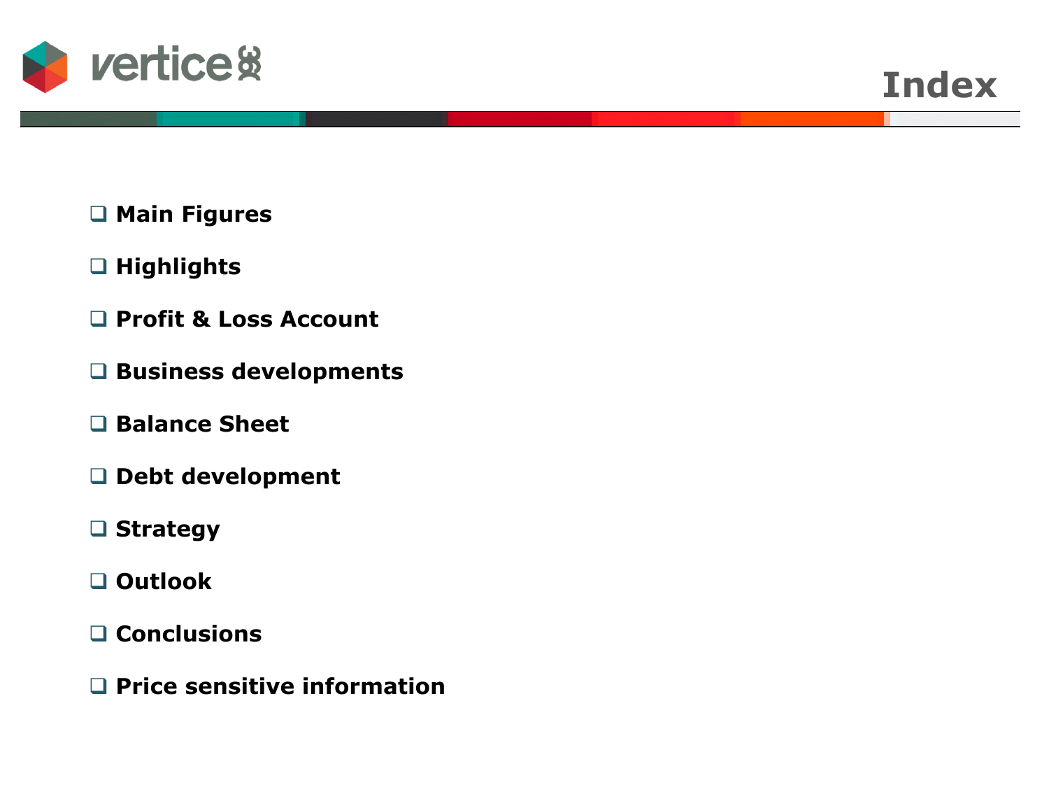# Index

- Main Figures
- Highlights
- Profit & Loss Account
- Business developments
- Balance Sheet
- Debt development
- Strategy
- Outlook
- Conclusions
- Price sensitive information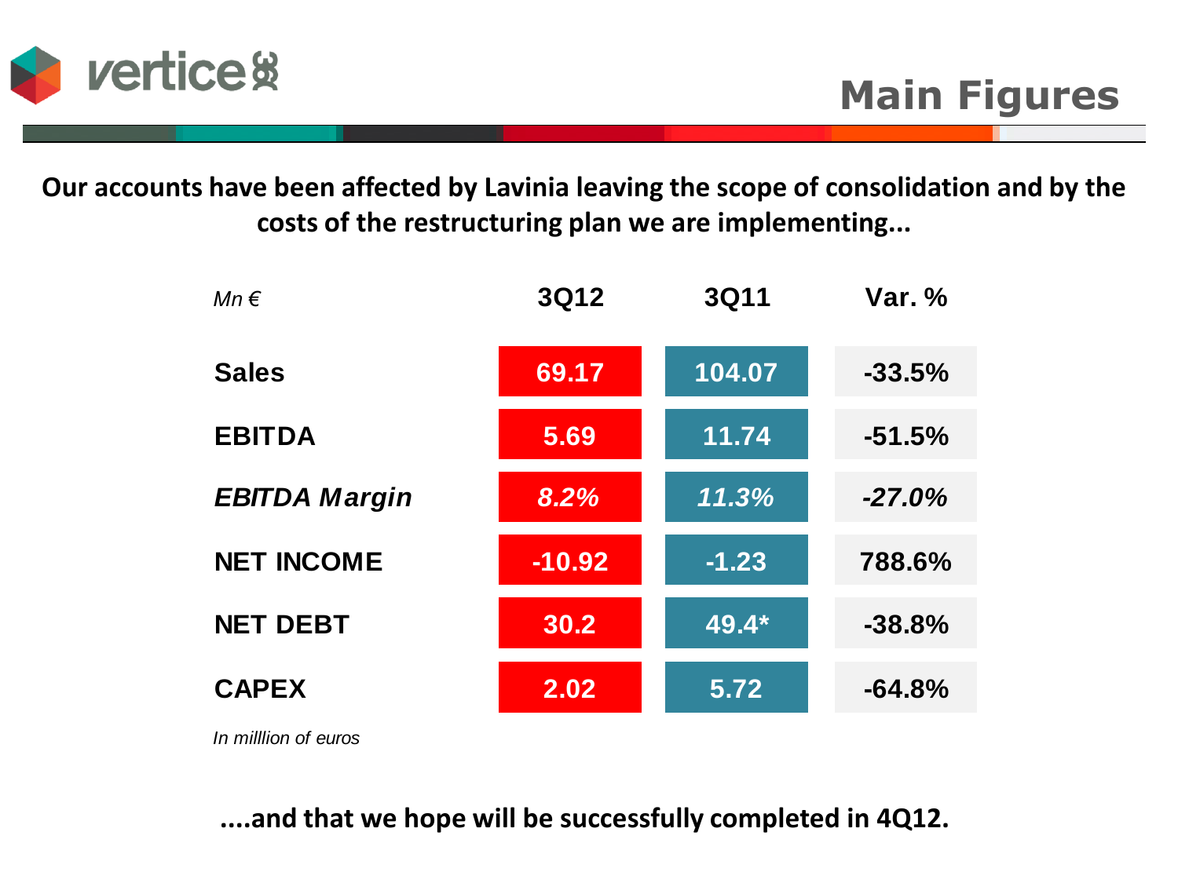# Main Figures

**Our accounts have been affected by Lavinia leaving the scope of consolidation and by the costs of the restructuring plan we are implementing...**

| *Mn €* | 3Q12 | 3Q11 | Var. % |
|---|---|---|---|
| **Sales** | 69.17 | 104.07 | -33.5% |
| **EBITDA** | 5.69 | 11.74 | -51.5% |
| ***EBITDA Margin*** | *8.2%* | *11.3%* | *-27.0%* |
| **NET INCOME** | -10.92 | -1.23 | 788.6% |
| **NET DEBT** | 30.2 | 49.4* | -38.8% |
| **CAPEX** | 2.02 | 5.72 | -64.8% |

*In milllion of euros*

**....and that we hope will be successfully completed in 4Q12.**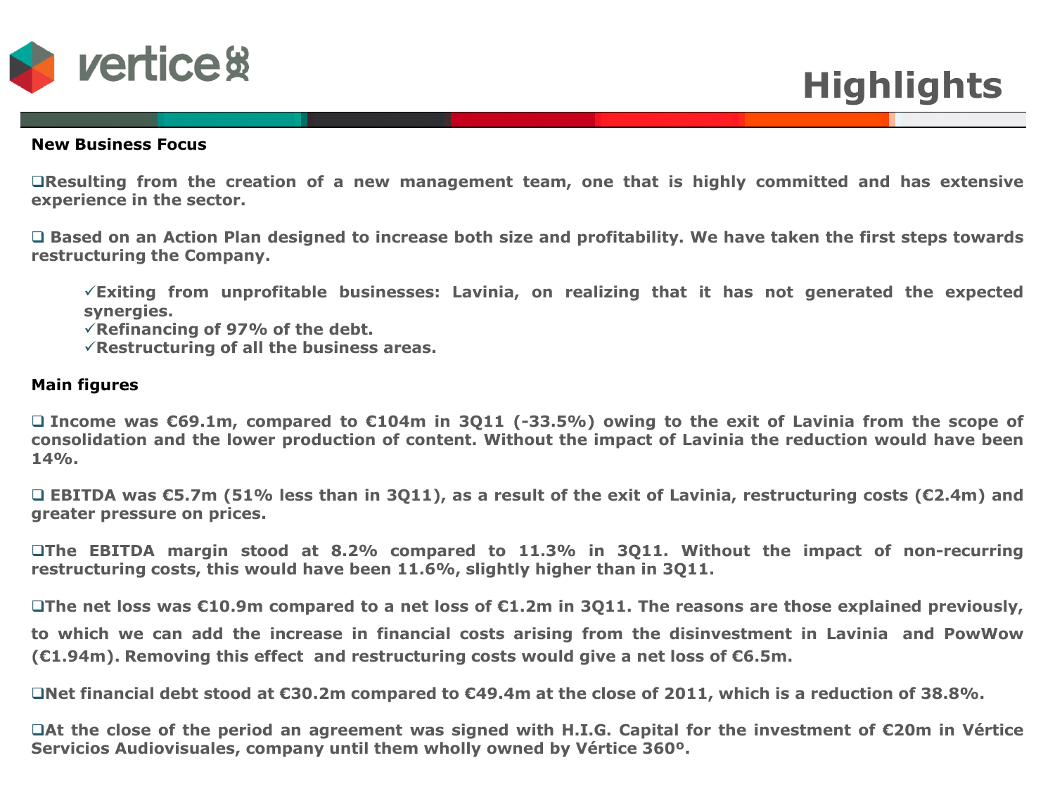# Highlights

## New Business Focus

- Resulting from the creation of a new management team, one that is highly committed and has extensive experience in the sector.

- Based on an Action Plan designed to increase both size and profitability. We have taken the first steps towards restructuring the Company.

  - ✓Exiting from unprofitable businesses: Lavinia, on realizing that it has not generated the expected synergies.
  - ✓Refinancing of 97% of the debt.
  - ✓Restructuring of all the business areas.

## Main figures

- Income was €69.1m, compared to €104m in 3Q11 (-33.5%) owing to the exit of Lavinia from the scope of consolidation and the lower production of content. Without the impact of Lavinia the reduction would have been 14%.

- EBITDA was €5.7m (51% less than in 3Q11), as a result of the exit of Lavinia, restructuring costs (€2.4m) and greater pressure on prices.

- The EBITDA margin stood at 8.2% compared to 11.3% in 3Q11. Without the impact of non-recurring restructuring costs, this would have been 11.6%, slightly higher than in 3Q11.

- The net loss was €10.9m compared to a net loss of €1.2m in 3Q11. The reasons are those explained previously, to which we can add the increase in financial costs arising from the disinvestment in Lavinia and PowWow (€1.94m). Removing this effect and restructuring costs would give a net loss of €6.5m.

- Net financial debt stood at €30.2m compared to €49.4m at the close of 2011, which is a reduction of 38.8%.

- At the close of the period an agreement was signed with H.I.G. Capital for the investment of €20m in Vértice Servicios Audiovisuales, company until them wholly owned by Vértice 360º.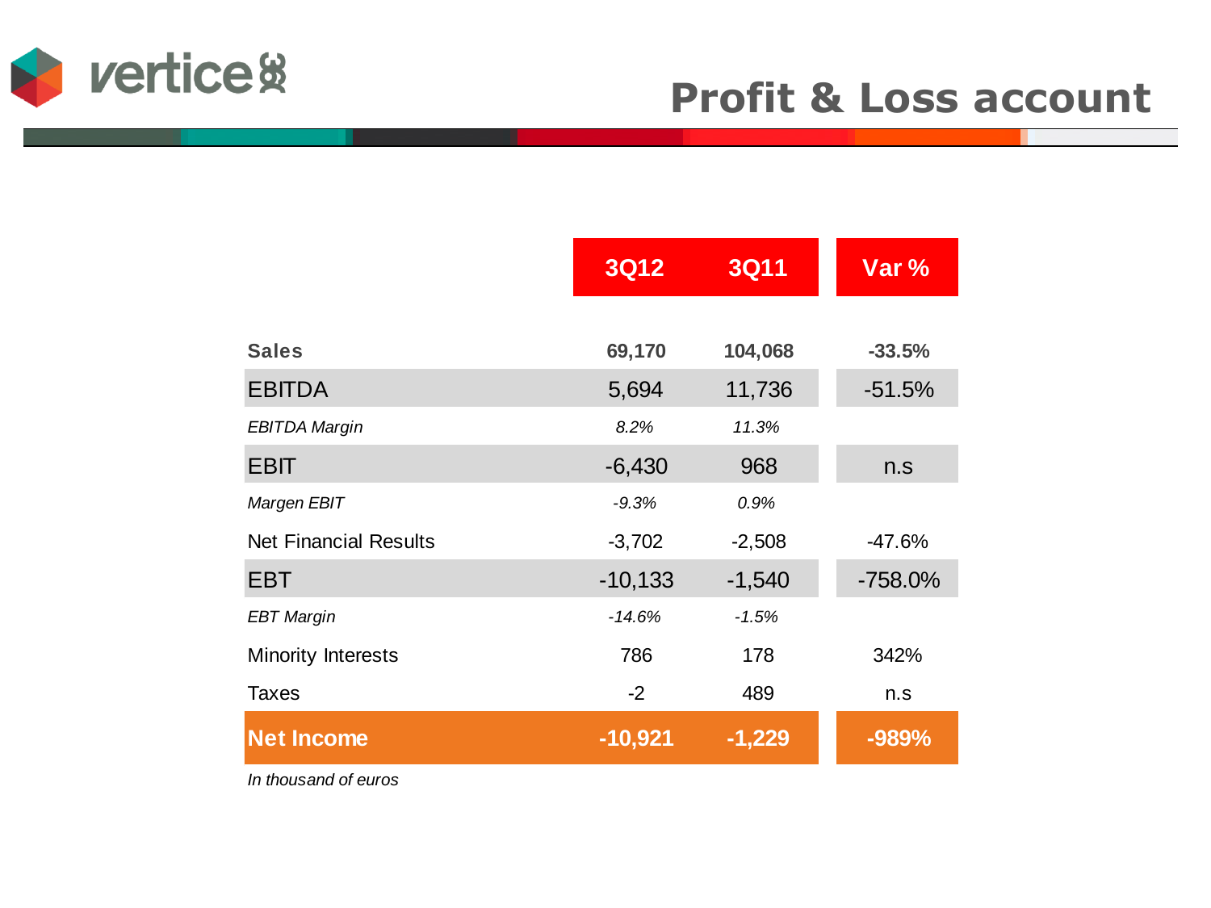# Profit & Loss account

| | 3Q12 | 3Q11 | Var % |
|---|---|---|---|
| **Sales** | **69,170** | **104,068** | **-33.5%** |
| EBITDA | 5,694 | 11,736 | -51.5% |
| *EBITDA Margin* | *8.2%* | *11.3%* | |
| EBIT | -6,430 | 968 | n.s |
| *Margen EBIT* | *-9.3%* | *0.9%* | |
| Net Financial Results | -3,702 | -2,508 | -47.6% |
| EBT | -10,133 | -1,540 | -758.0% |
| *EBT Margin* | *-14.6%* | *-1.5%* | |
| Minority Interests | 786 | 178 | 342% |
| Taxes | -2 | 489 | n.s |
| **Net Income** | **-10,921** | **-1,229** | **-989%** |

*In thousand of euros*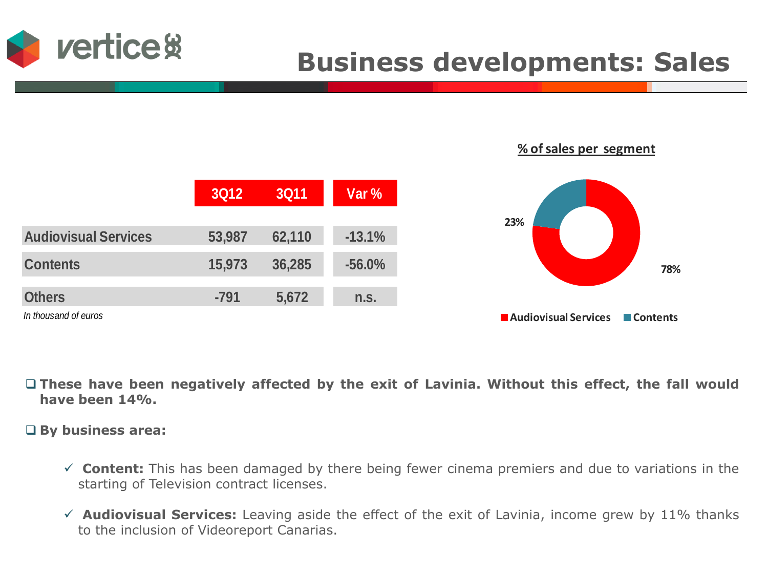# Business developments: Sales

| | 3Q12 | 3Q11 | Var % |
|---|---|---|---|
| Audiovisual Services | 53,987 | 62,110 | -13.1% |
| Contents | 15,973 | 36,285 | -56.0% |
| Others | -791 | 5,672 | n.s. |

*In thousand of euros*

**% of sales per segment**

- Audiovisual Services: 78%
- Contents: 23%

- **These have been negatively affected by the exit of Lavinia. Without this effect, the fall would have been 14%.**

- **By business area:**

  - **Content:** This has been damaged by there being fewer cinema premiers and due to variations in the starting of Television contract licenses.

  - **Audiovisual Services:** Leaving aside the effect of the exit of Lavinia, income grew by 11% thanks to the inclusion of Videoreport Canarias.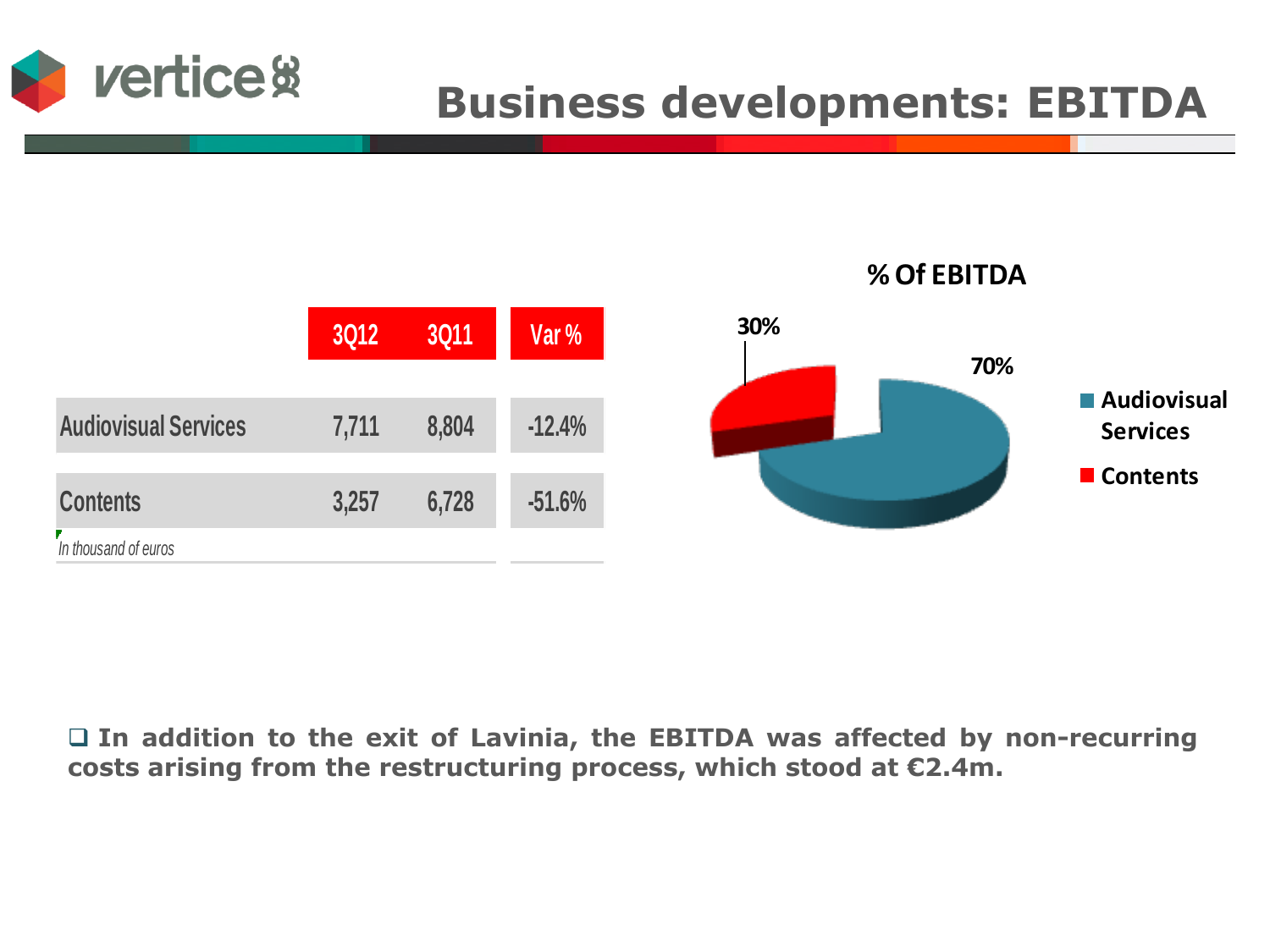# Business developments: EBITDA

| | 3Q12 | 3Q11 | Var % |
|---|---|---|---|
| Audiovisual Services | 7,711 | 8,804 | -12.4% |
| Contents | 3,257 | 6,728 | -51.6% |

*In thousand of euros*

**% Of EBITDA**

- Audiovisual Services: 70%
- Contents: 30%

❑ **In addition to the exit of Lavinia, the EBITDA was affected by non-recurring costs arising from the restructuring process, which stood at €2.4m.**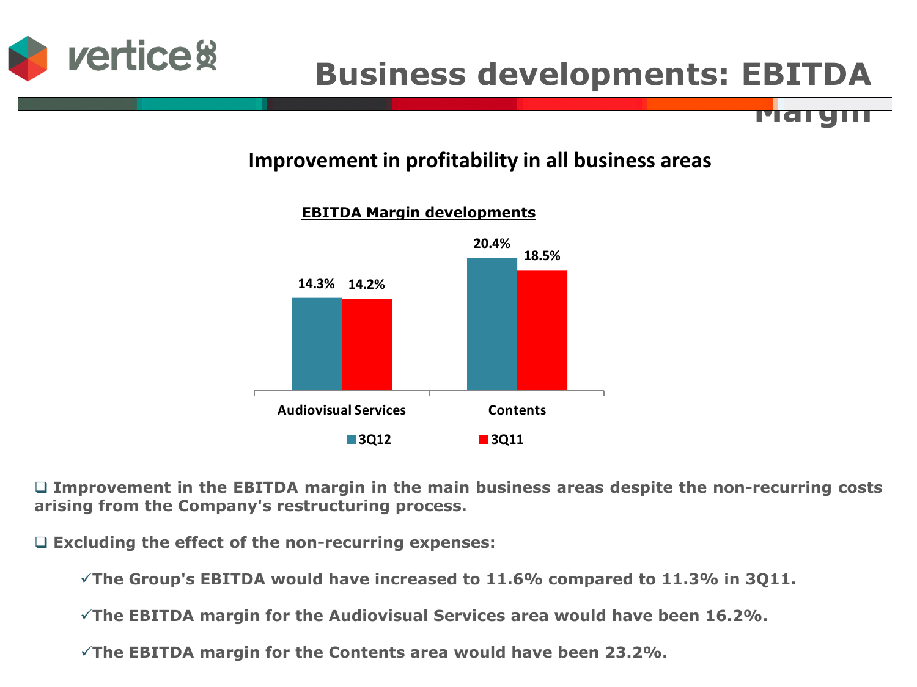# Business developments: EBITDA Margin

## Improvement in profitability in all business areas

**EBITDA Margin developments**

| | 3Q12 | 3Q11 |
|---|---|---|
| Audiovisual Services | 14.3% | 14.2% |
| Contents | 20.4% | 18.5% |

- **Improvement in the EBITDA margin in the main business areas despite the non-recurring costs arising from the Company's restructuring process.**
- **Excluding the effect of the non-recurring expenses:**
  - ✓**The Group's EBITDA would have increased to 11.6% compared to 11.3% in 3Q11.**
  - ✓**The EBITDA margin for the Audiovisual Services area would have been 16.2%.**
  - ✓**The EBITDA margin for the Contents area would have been 23.2%.**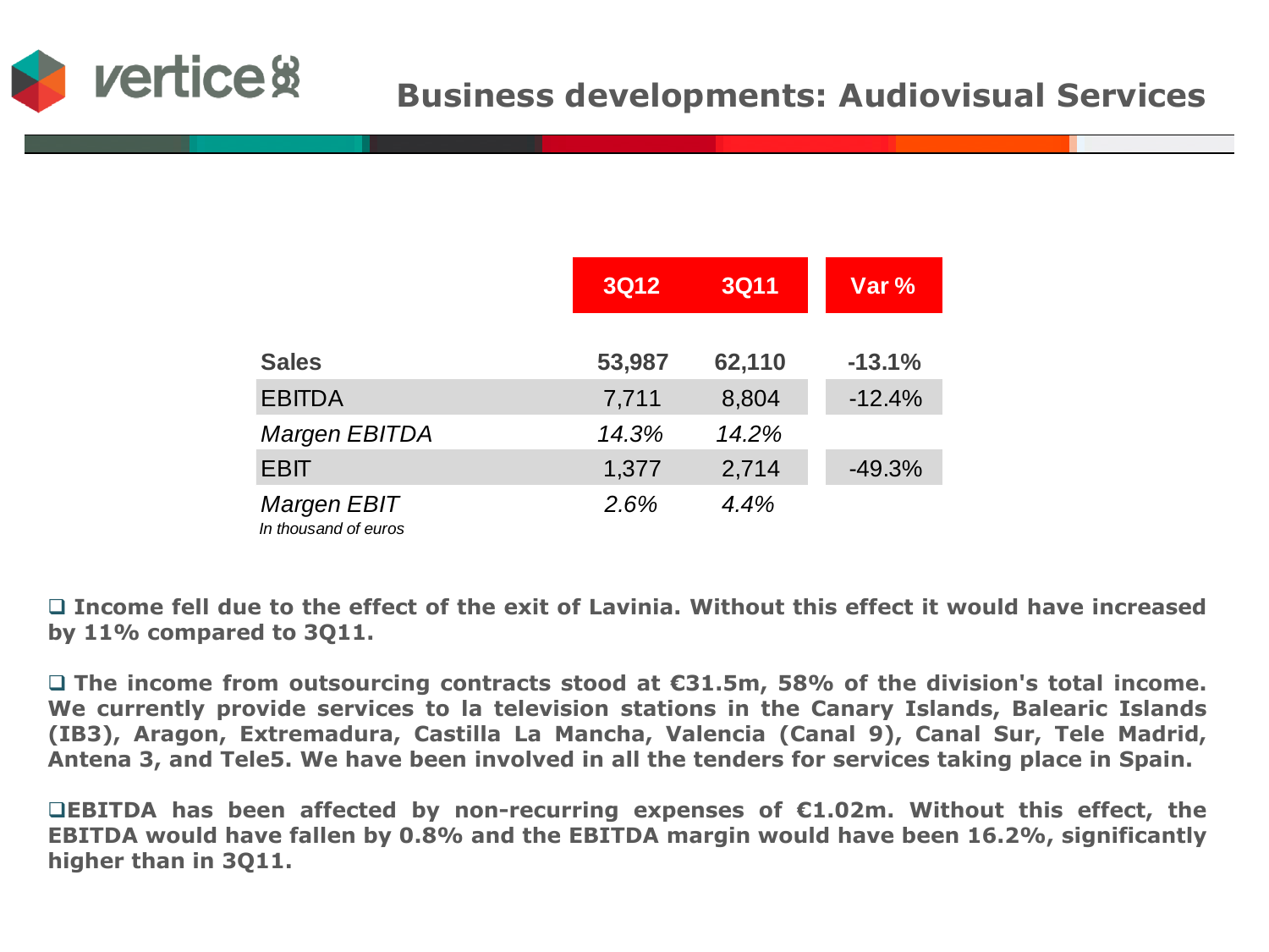## Business developments: Audiovisual Services

| | 3Q12 | 3Q11 | Var % |
|---|---|---|---|
| **Sales** | **53,987** | **62,110** | **-13.1%** |
| EBITDA | 7,711 | 8,804 | -12.4% |
| *Margen EBITDA* | *14.3%* | *14.2%* | |
| EBIT | 1,377 | 2,714 | -49.3% |
| *Margen EBIT* | *2.6%* | *4.4%* | |

*In thousand of euros*

- **Income fell due to the effect of the exit of Lavinia. Without this effect it would have increased by 11% compared to 3Q11.**

- **The income from outsourcing contracts stood at €31.5m, 58% of the division's total income. We currently provide services to la television stations in the Canary Islands, Balearic Islands (IB3), Aragon, Extremadura, Castilla La Mancha, Valencia (Canal 9), Canal Sur, Tele Madrid, Antena 3, and Tele5. We have been involved in all the tenders for services taking place in Spain.**

- **EBITDA has been affected by non-recurring expenses of €1.02m. Without this effect, the EBITDA would have fallen by 0.8% and the EBITDA margin would have been 16.2%, significantly higher than in 3Q11.**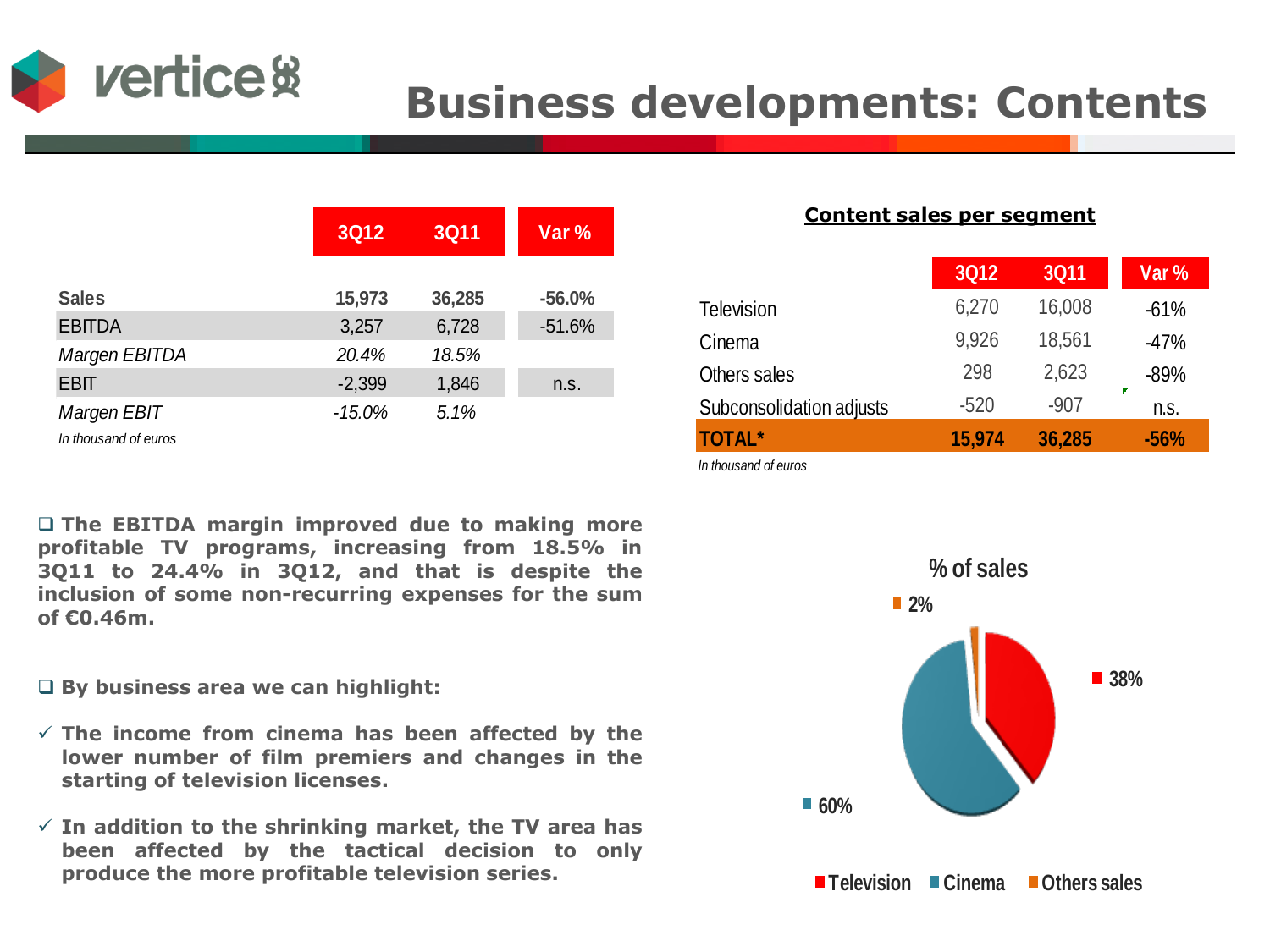# Business developments: Contents

| | 3Q12 | 3Q11 | Var % |
|---|---|---|---|
| **Sales** | **15,973** | **36,285** | **-56.0%** |
| EBITDA | 3,257 | 6,728 | -51.6% |
| *Margen EBITDA* | *20.4%* | *18.5%* | |
| EBIT | -2,399 | 1,846 | n.s. |
| *Margen EBIT* | *-15.0%* | *5.1%* | |

*In thousand of euros*

**Content sales per segment**

| | 3Q12 | 3Q11 | Var % |
|---|---|---|---|
| Television | 6,270 | 16,008 | -61% |
| Cinema | 9,926 | 18,561 | -47% |
| Others sales | 298 | 2,623 | -89% |
| Subconsolidation adjusts | -520 | -907 | n.s. |
| **TOTAL*** | **15,974** | **36,285** | **-56%** |

*In thousand of euros*

- **The EBITDA margin improved due to making more profitable TV programs, increasing from 18.5% in 3Q11 to 24.4% in 3Q12, and that is despite the inclusion of some non-recurring expenses for the sum of €0.46m.**

- **By business area we can highlight:**

  - ✓ **The income from cinema has been affected by the lower number of film premiers and changes in the starting of television licenses.**
  - ✓ **In addition to the shrinking market, the TV area has been affected by the tactical decision to only produce the more profitable television series.**

**% of sales**

- Television: 38%
- Cinema: 60%
- Others sales: 2%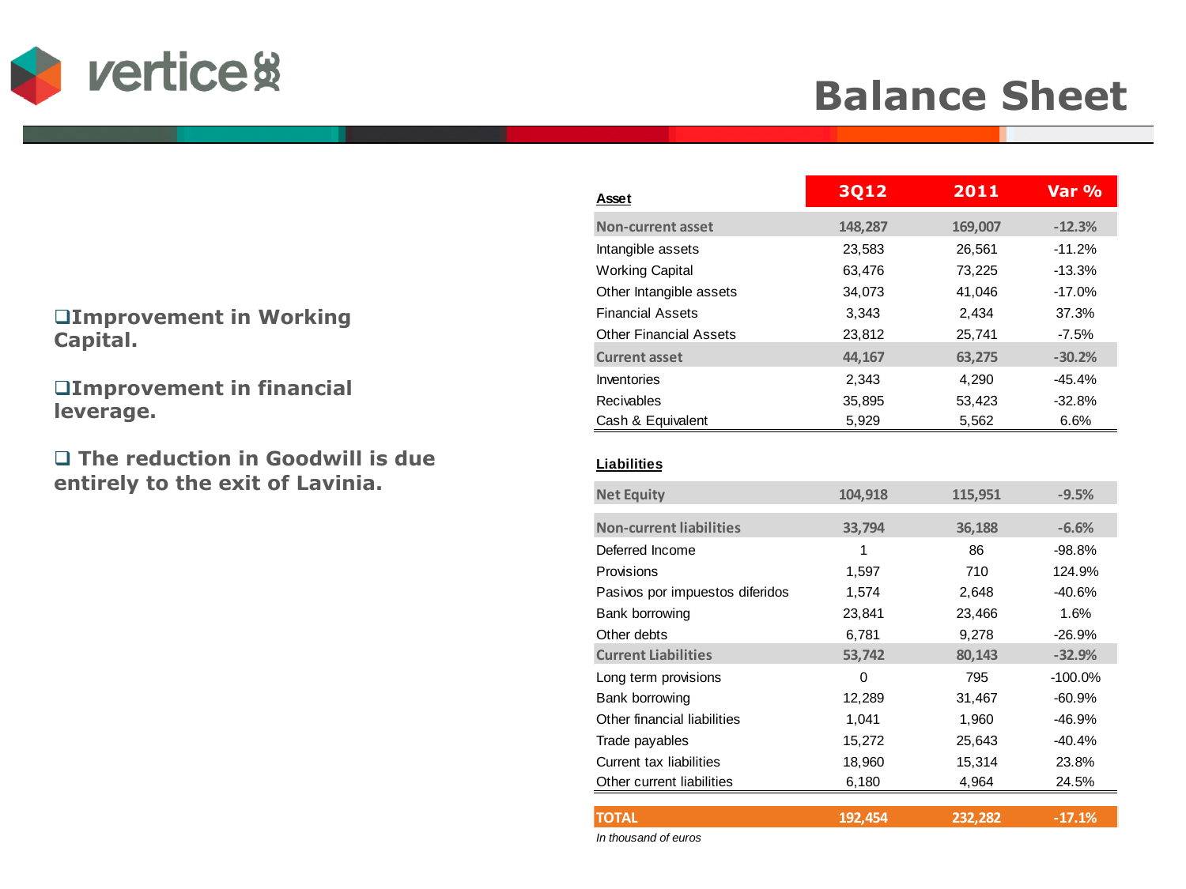# Balance Sheet

- Improvement in Working Capital.
- Improvement in financial leverage.
- The reduction in Goodwill is due entirely to the exit of Lavinia.

| Asset | 3Q12 | 2011 | Var % |
|---|---|---|---|
| **Non-current asset** | **148,287** | **169,007** | **-12.3%** |
| Intangible assets | 23,583 | 26,561 | -11.2% |
| Working Capital | 63,476 | 73,225 | -13.3% |
| Other Intangible assets | 34,073 | 41,046 | -17.0% |
| Financial Assets | 3,343 | 2,434 | 37.3% |
| Other Financial Assets | 23,812 | 25,741 | -7.5% |
| **Current asset** | **44,167** | **63,275** | **-30.2%** |
| Inventories | 2,343 | 4,290 | -45.4% |
| Recivables | 35,895 | 53,423 | -32.8% |
| Cash & Equivalent | 5,929 | 5,562 | 6.6% |
| **Liabilities** | | | |
| **Net Equity** | **104,918** | **115,951** | **-9.5%** |
| **Non-current liabilities** | **33,794** | **36,188** | **-6.6%** |
| Deferred Income | 1 | 86 | -98.8% |
| Provisions | 1,597 | 710 | 124.9% |
| Pasivos por impuestos diferidos | 1,574 | 2,648 | -40.6% |
| Bank borrowing | 23,841 | 23,466 | 1.6% |
| Other debts | 6,781 | 9,278 | -26.9% |
| **Current Liabilities** | **53,742** | **80,143** | **-32.9%** |
| Long term provisions | 0 | 795 | -100.0% |
| Bank borrowing | 12,289 | 31,467 | -60.9% |
| Other financial liabilities | 1,041 | 1,960 | -46.9% |
| Trade payables | 15,272 | 25,643 | -40.4% |
| Current tax liabilities | 18,960 | 15,314 | 23.8% |
| Other current liabilities | 6,180 | 4,964 | 24.5% |
| **TOTAL** | **192,454** | **232,282** | **-17.1%** |

*In thousand of euros*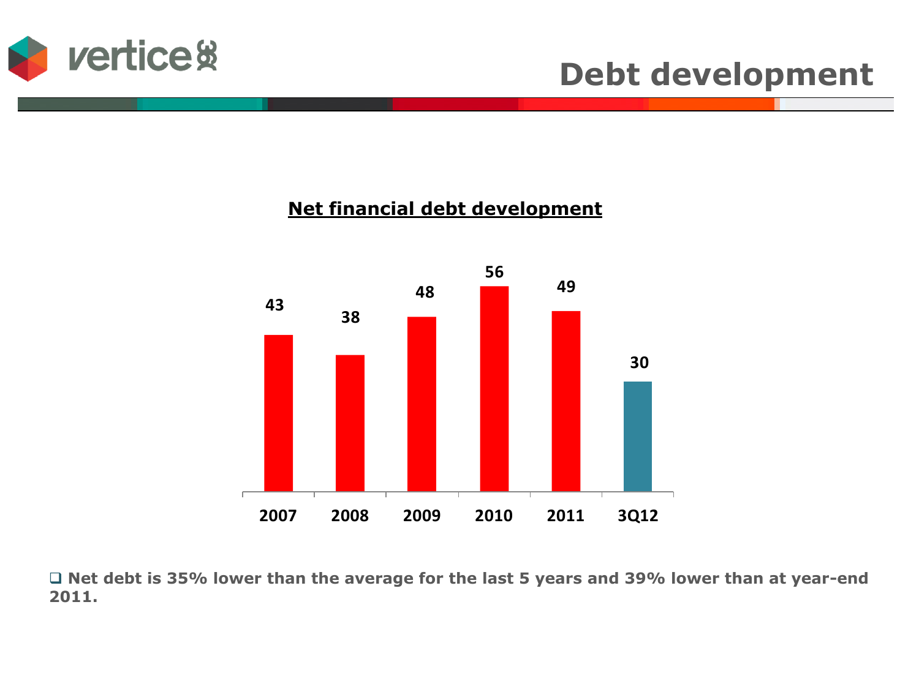# Debt development

## Net financial debt development

| 2007 | 2008 | 2009 | 2010 | 2011 | 3Q12 |
|---|---|---|---|---|---|
| 43 | 38 | 48 | 56 | 49 | 30 |

- **Net debt is 35% lower than the average for the last 5 years and 39% lower than at year-end 2011.**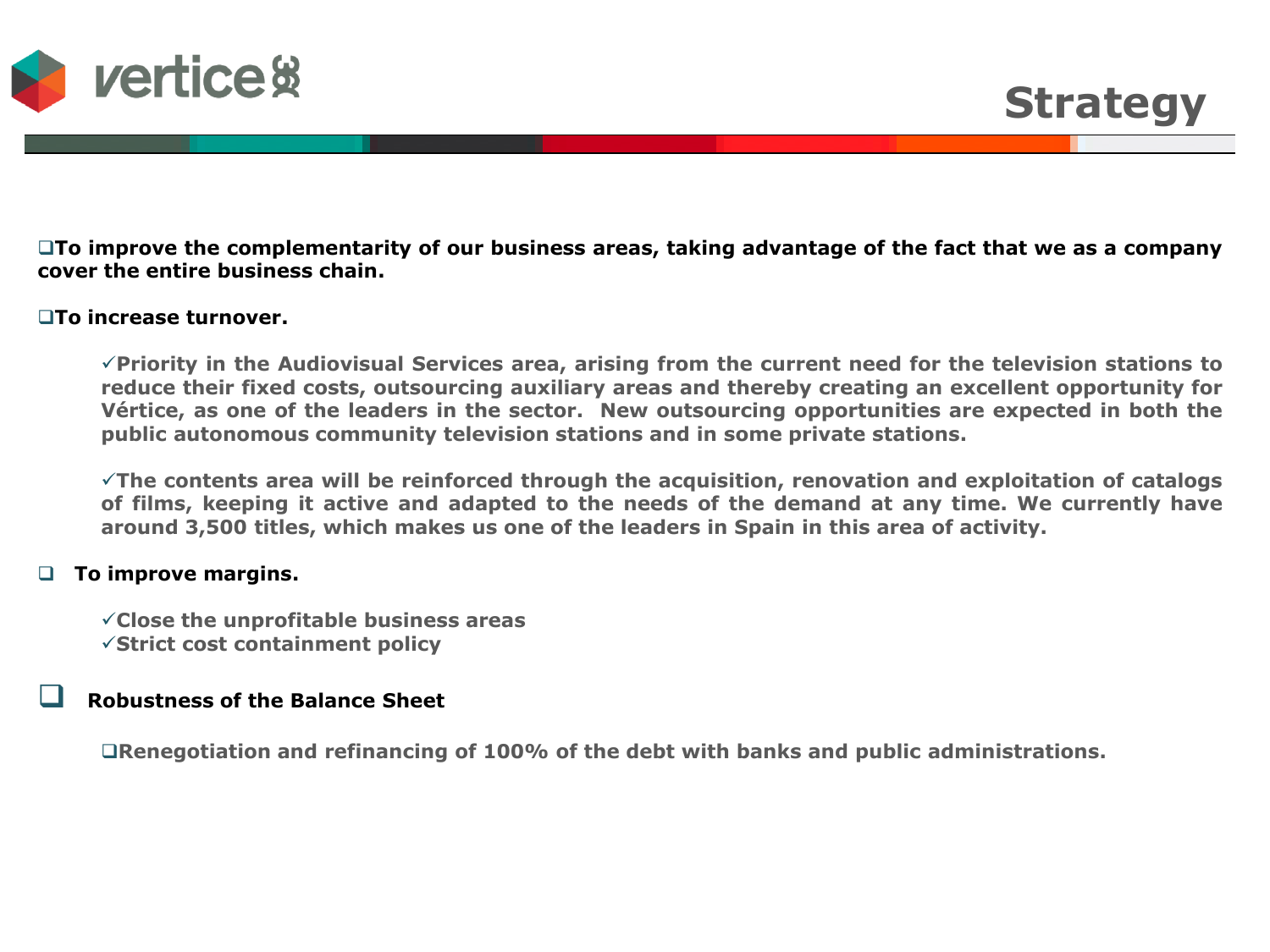# Strategy

- **To improve the complementarity of our business areas, taking advantage of the fact that we as a company cover the entire business chain.**

- **To increase turnover.**

  - ✓ **Priority in the Audiovisual Services area, arising from the current need for the television stations to reduce their fixed costs, outsourcing auxiliary areas and thereby creating an excellent opportunity for Vértice, as one of the leaders in the sector. New outsourcing opportunities are expected in both the public autonomous community television stations and in some private stations.**

  - ✓ **The contents area will be reinforced through the acquisition, renovation and exploitation of catalogs of films, keeping it active and adapted to the needs of the demand at any time. We currently have around 3,500 titles, which makes us one of the leaders in Spain in this area of activity.**

- **To improve margins.**

  - ✓ **Close the unprofitable business areas**
  - ✓ **Strict cost containment policy**

- **Robustness of the Balance Sheet**

  - **Renegotiation and refinancing of 100% of the debt with banks and public administrations.**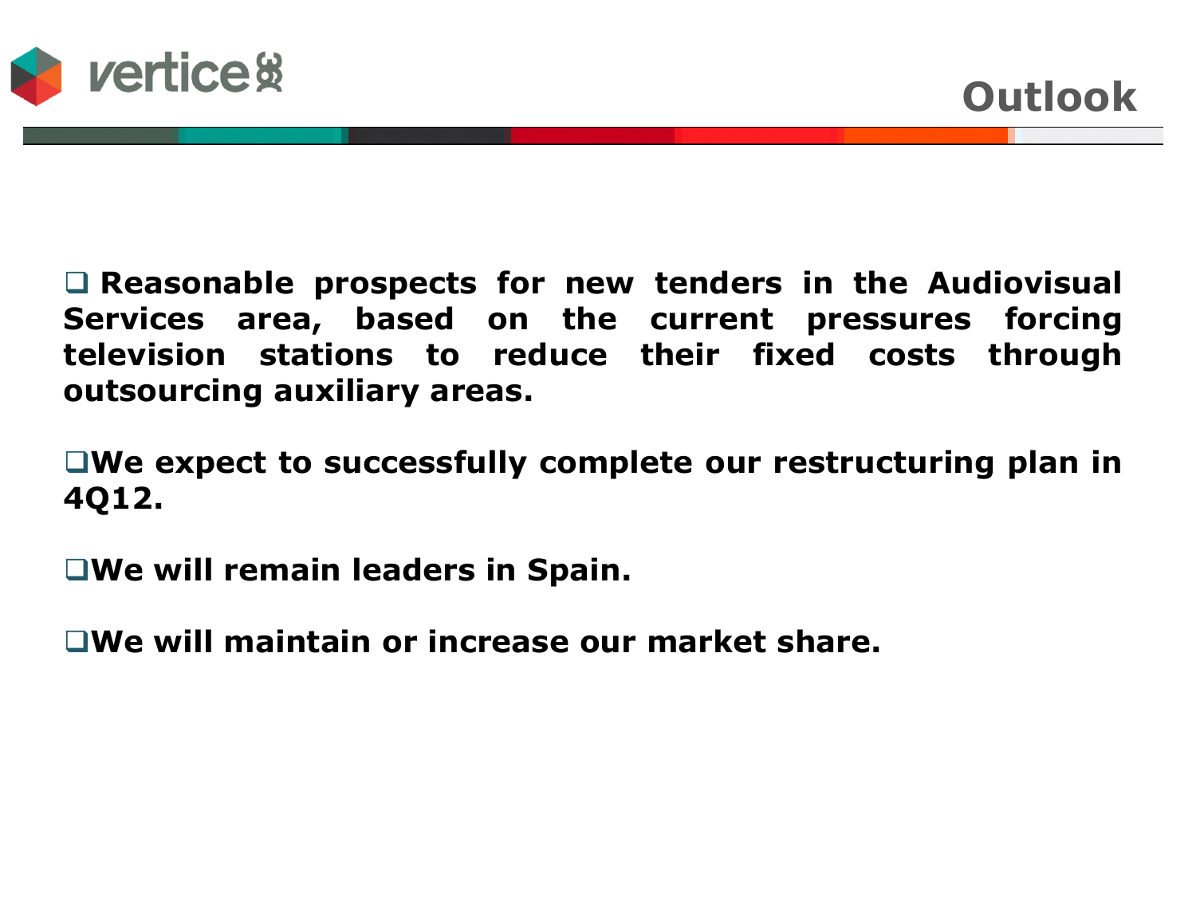# Outlook

- **Reasonable prospects for new tenders in the Audiovisual Services area, based on the current pressures forcing television stations to reduce their fixed costs through outsourcing auxiliary areas.**

- **We expect to successfully complete our restructuring plan in 4Q12.**

- **We will remain leaders in Spain.**

- **We will maintain or increase our market share.**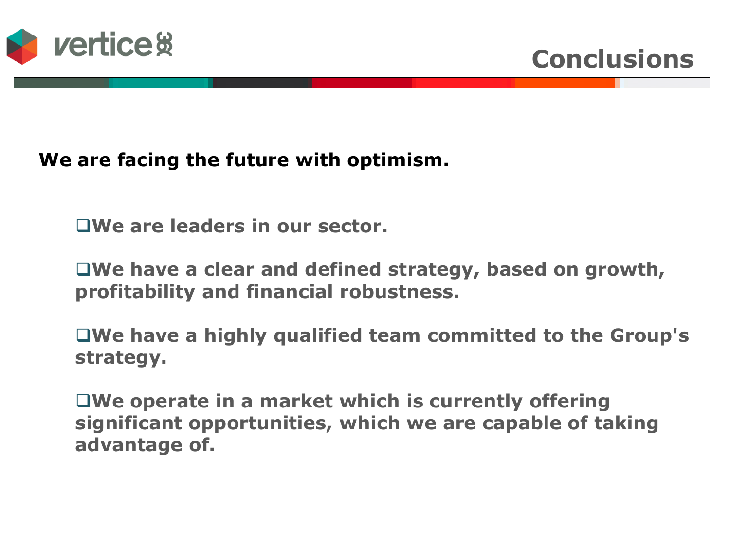# Conclusions

**We are facing the future with optimism.**

- **We are leaders in our sector.**
- **We have a clear and defined strategy, based on growth, profitability and financial robustness.**
- **We have a highly qualified team committed to the Group's strategy.**
- **We operate in a market which is currently offering significant opportunities, which we are capable of taking advantage of.**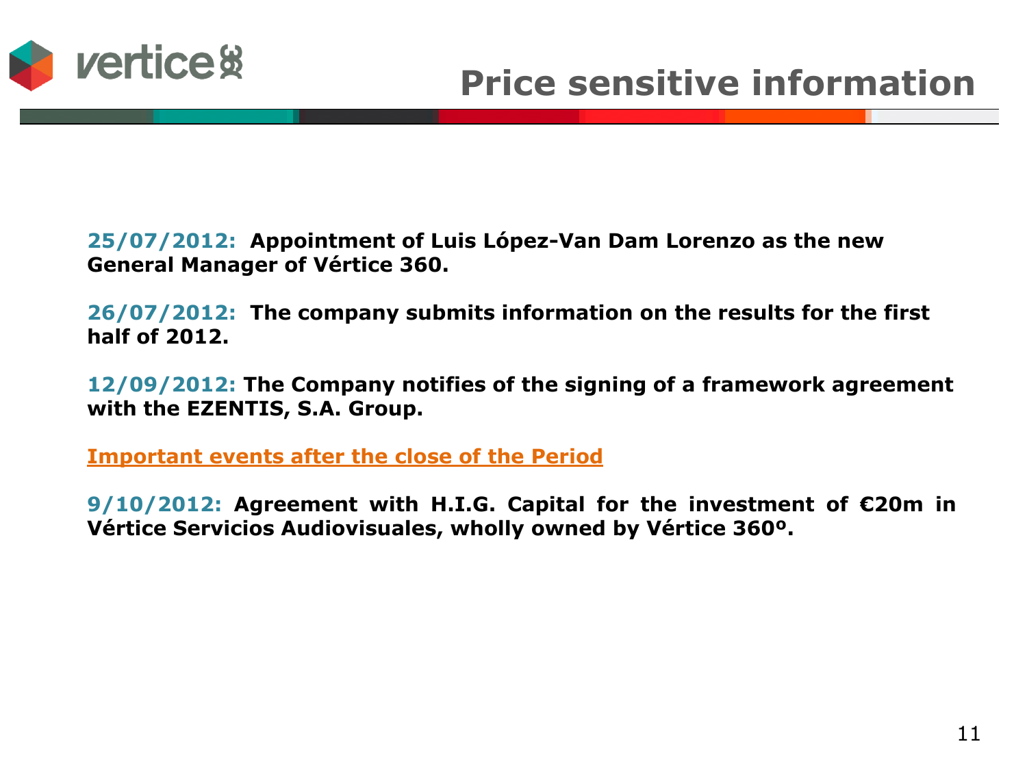# Price sensitive information

**25/07/2012: Appointment of Luis López-Van Dam Lorenzo as the new General Manager of Vértice 360.**

**26/07/2012: The company submits information on the results for the first half of 2012.**

**12/09/2012: The Company notifies of the signing of a framework agreement with the EZENTIS, S.A. Group.**

**Important events after the close of the Period**

**9/10/2012: Agreement with H.I.G. Capital for the investment of €20m in Vértice Servicios Audiovisuales, wholly owned by Vértice 360º.**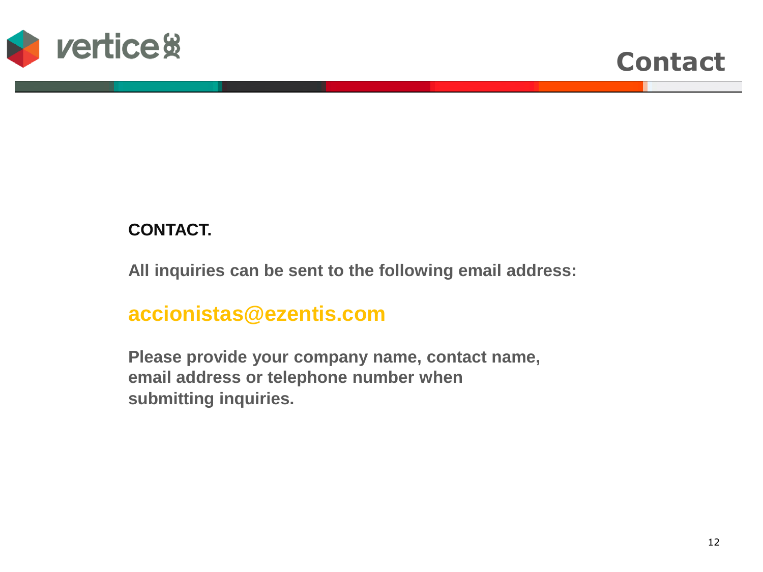# Contact

**CONTACT.**

**All inquiries can be sent to the following email address:**

**accionistas@ezentis.com**

**Please provide your company name, contact name, email address or telephone number when submitting inquiries.**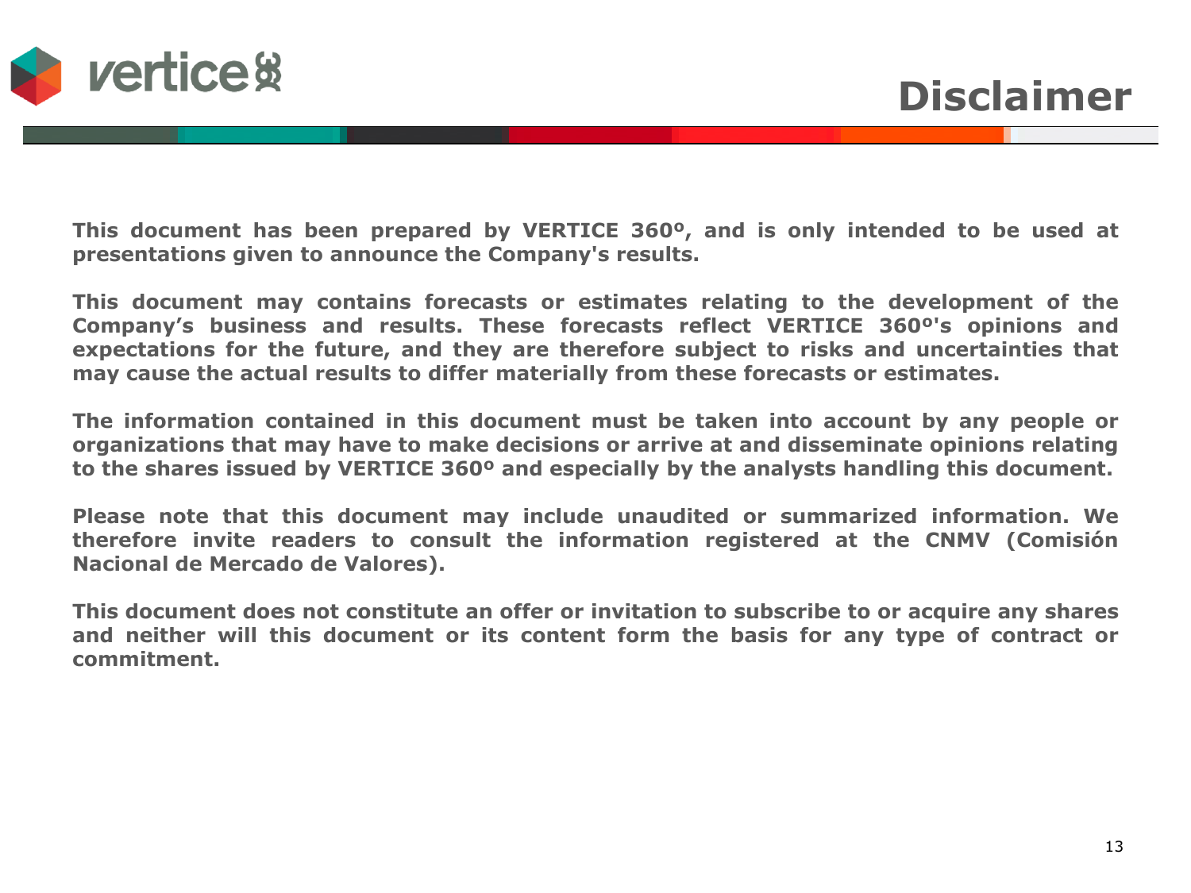# Disclaimer

**This document has been prepared by VERTICE 360º, and is only intended to be used at presentations given to announce the Company's results.**

**This document may contains forecasts or estimates relating to the development of the Company's business and results. These forecasts reflect VERTICE 360º's opinions and expectations for the future, and they are therefore subject to risks and uncertainties that may cause the actual results to differ materially from these forecasts or estimates.**

**The information contained in this document must be taken into account by any people or organizations that may have to make decisions or arrive at and disseminate opinions relating to the shares issued by VERTICE 360º and especially by the analysts handling this document.**

**Please note that this document may include unaudited or summarized information. We therefore invite readers to consult the information registered at the CNMV (Comisión Nacional de Mercado de Valores).**

**This document does not constitute an offer or invitation to subscribe to or acquire any shares and neither will this document or its content form the basis for any type of contract or commitment.**